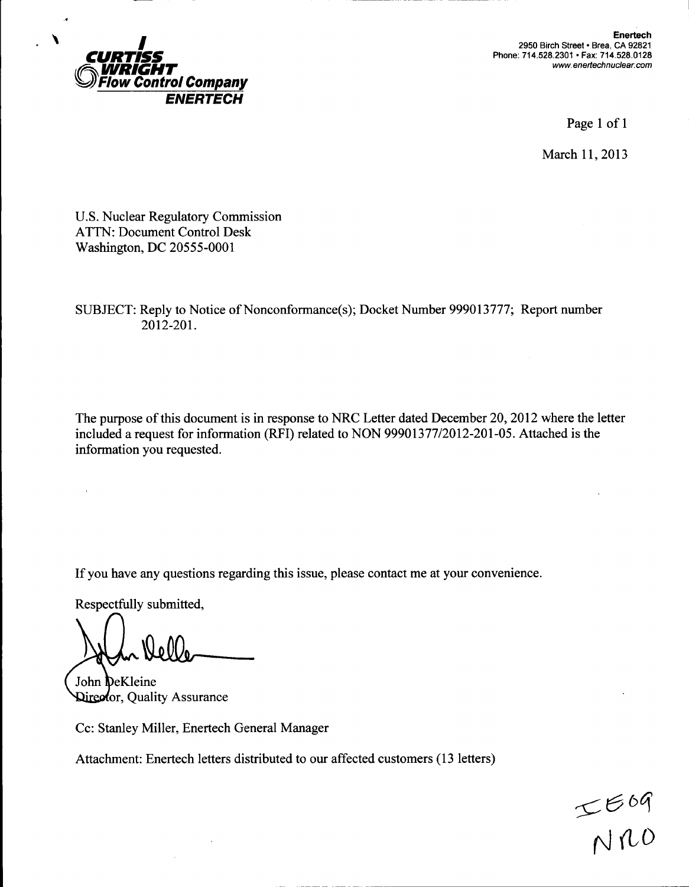**CURTISS WRIGHT Flow Control Company**
**ENERTECH**

**Enertech**
2950 Birch Street • Brea, CA 92821
Phone: 714.528.2301 • Fax: 714.528.0128
www.enertechnuclear.com

Page 1 of 1

March 11, 2013

U.S. Nuclear Regulatory Commission
ATTN: Document Control Desk
Washington, DC 20555-0001

SUBJECT: Reply to Notice of Nonconformance(s); Docket Number 999013777; Report number 2012-201.

The purpose of this document is in response to NRC Letter dated December 20, 2012 where the letter included a request for information (RFI) related to NON 99901377/2012-201-05. Attached is the information you requested.

If you have any questions regarding this issue, please contact me at your convenience.

Respectfully submitted,

John DeKleine
Director, Quality Assurance

Cc: Stanley Miller, Enertech General Manager

Attachment: Enertech letters distributed to our affected customers (13 letters)

IE09
NRO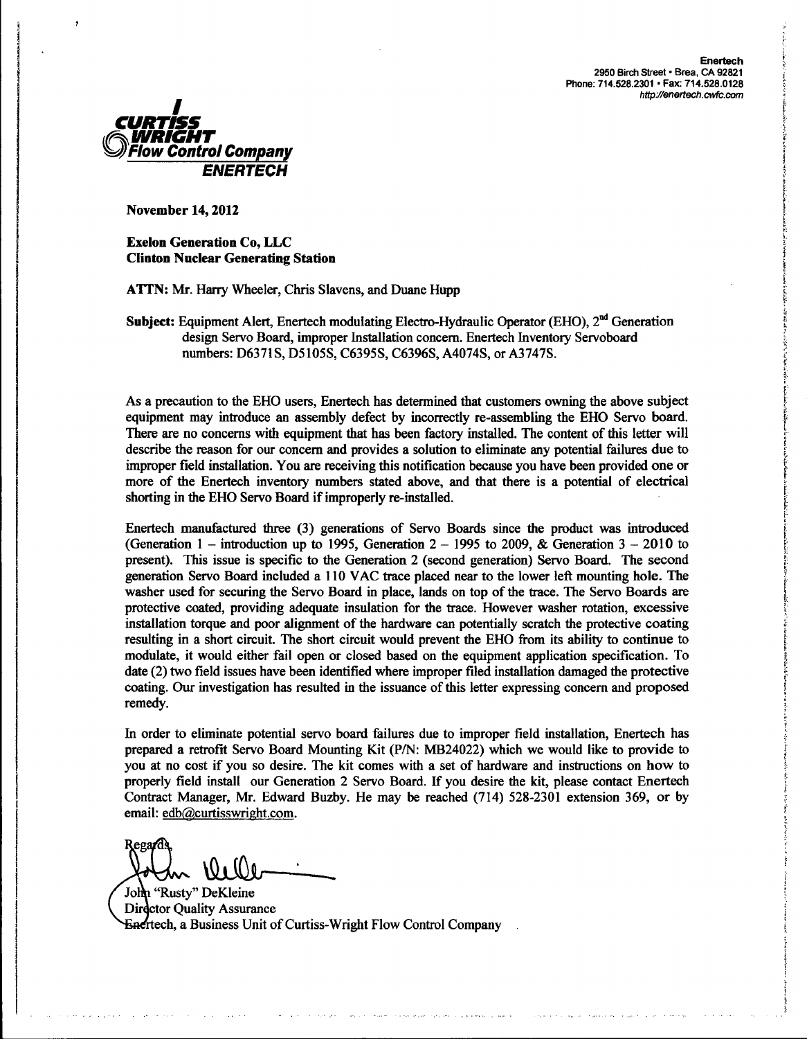**Enertech**
2950 Birch Street • Brea, CA 92821
Phone: 714.528.2301 • Fax: 714.528.0128
http://enertech.cwfc.com

**CURTISS WRIGHT**
**Flow Control Company**
**ENERTECH**

**November 14, 2012**

**Exelon Generation Co, LLC**
**Clinton Nuclear Generating Station**

**ATTN:** Mr. Harry Wheeler, Chris Slavens, and Duane Hupp

**Subject:** Equipment Alert, Enertech modulating Electro-Hydraulic Operator (EHO), 2nd Generation design Servo Board, improper Installation concern. Enertech Inventory Servoboard numbers: D6371S, D5105S, C6395S, C6396S, A4074S, or A3747S.

As a precaution to the EHO users, Enertech has determined that customers owning the above subject equipment may introduce an assembly defect by incorrectly re-assembling the EHO Servo board. There are no concerns with equipment that has been factory installed. The content of this letter will describe the reason for our concern and provides a solution to eliminate any potential failures due to improper field installation. You are receiving this notification because you have been provided one or more of the Enertech inventory numbers stated above, and that there is a potential of electrical shorting in the EHO Servo Board if improperly re-installed.

Enertech manufactured three (3) generations of Servo Boards since the product was introduced (Generation 1 – introduction up to 1995, Generation 2 – 1995 to 2009, & Generation 3 – 2010 to present). This issue is specific to the Generation 2 (second generation) Servo Board. The second generation Servo Board included a 110 VAC trace placed near to the lower left mounting hole. The washer used for securing the Servo Board in place, lands on top of the trace. The Servo Boards are protective coated, providing adequate insulation for the trace. However washer rotation, excessive installation torque and poor alignment of the hardware can potentially scratch the protective coating resulting in a short circuit. The short circuit would prevent the EHO from its ability to continue to modulate, it would either fail open or closed based on the equipment application specification. To date (2) two field issues have been identified where improper filed installation damaged the protective coating. Our investigation has resulted in the issuance of this letter expressing concern and proposed remedy.

In order to eliminate potential servo board failures due to improper field installation, Enertech has prepared a retrofit Servo Board Mounting Kit (P/N: MB24022) which we would like to provide to you at no cost if you so desire. The kit comes with a set of hardware and instructions on how to properly field install our Generation 2 Servo Board. If you desire the kit, please contact Enertech Contract Manager, Mr. Edward Buzby. He may be reached (714) 528-2301 extension 369, or by email: edb@curtisswright.com.

Regards,

John "Rusty" DeKleine
Director Quality Assurance
Enertech, a Business Unit of Curtiss-Wright Flow Control Company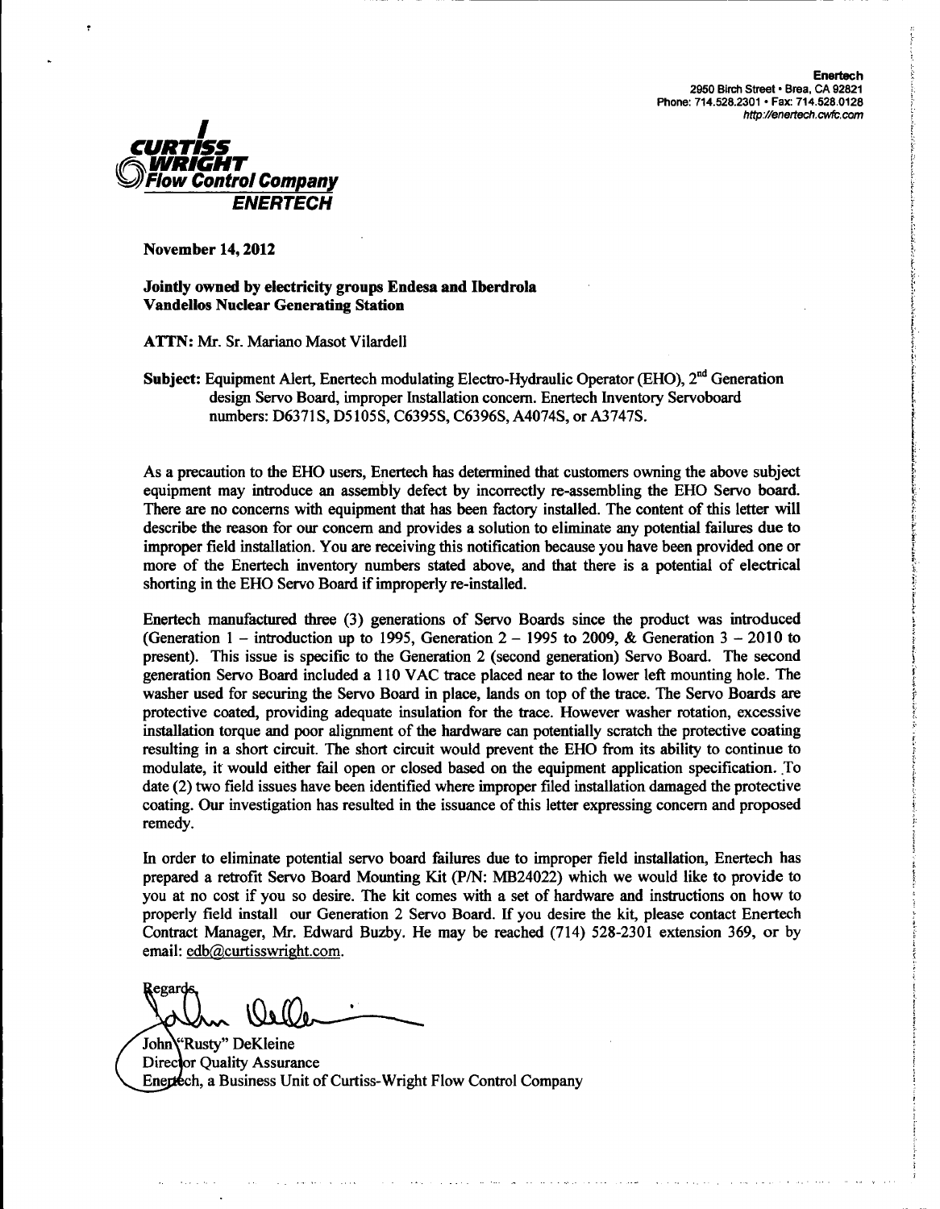**Enertech**
2950 Birch Street • Brea, CA 92821
Phone: 714.528.2301 • Fax: 714.528.0128
http://enertech.cwfc.com

**CURTISS WRIGHT Flow Control Company**
**ENERTECH**

**November 14, 2012**

**Jointly owned by electricity groups Endesa and Iberdrola**
**Vandellos Nuclear Generating Station**

**ATTN:** Mr. Sr. Mariano Masot Vilardell

**Subject:** Equipment Alert, Enertech modulating Electro-Hydraulic Operator (EHO), 2[nd] Generation design Servo Board, improper Installation concern. Enertech Inventory Servoboard numbers: D6371S, D5105S, C6395S, C6396S, A4074S, or A3747S.

As a precaution to the EHO users, Enertech has determined that customers owning the above subject equipment may introduce an assembly defect by incorrectly re-assembling the EHO Servo board. There are no concerns with equipment that has been factory installed. The content of this letter will describe the reason for our concern and provides a solution to eliminate any potential failures due to improper field installation. You are receiving this notification because you have been provided one or more of the Enertech inventory numbers stated above, and that there is a potential of electrical shorting in the EHO Servo Board if improperly re-installed.

Enertech manufactured three (3) generations of Servo Boards since the product was introduced (Generation 1 – introduction up to 1995, Generation 2 – 1995 to 2009, & Generation 3 – 2010 to present). This issue is specific to the Generation 2 (second generation) Servo Board. The second generation Servo Board included a 110 VAC trace placed near to the lower left mounting hole. The washer used for securing the Servo Board in place, lands on top of the trace. The Servo Boards are protective coated, providing adequate insulation for the trace. However washer rotation, excessive installation torque and poor alignment of the hardware can potentially scratch the protective coating resulting in a short circuit. The short circuit would prevent the EHO from its ability to continue to modulate, it would either fail open or closed based on the equipment application specification. To date (2) two field issues have been identified where improper filed installation damaged the protective coating. Our investigation has resulted in the issuance of this letter expressing concern and proposed remedy.

In order to eliminate potential servo board failures due to improper field installation, Enertech has prepared a retrofit Servo Board Mounting Kit (P/N: MB24022) which we would like to provide to you at no cost if you so desire. The kit comes with a set of hardware and instructions on how to properly field install our Generation 2 Servo Board. If you desire the kit, please contact Enertech Contract Manager, Mr. Edward Buzby. He may be reached (714) 528-2301 extension 369, or by email: edb@curtisswright.com.

Regards,

John "Rusty" DeKleine
Director Quality Assurance
Enertech, a Business Unit of Curtiss-Wright Flow Control Company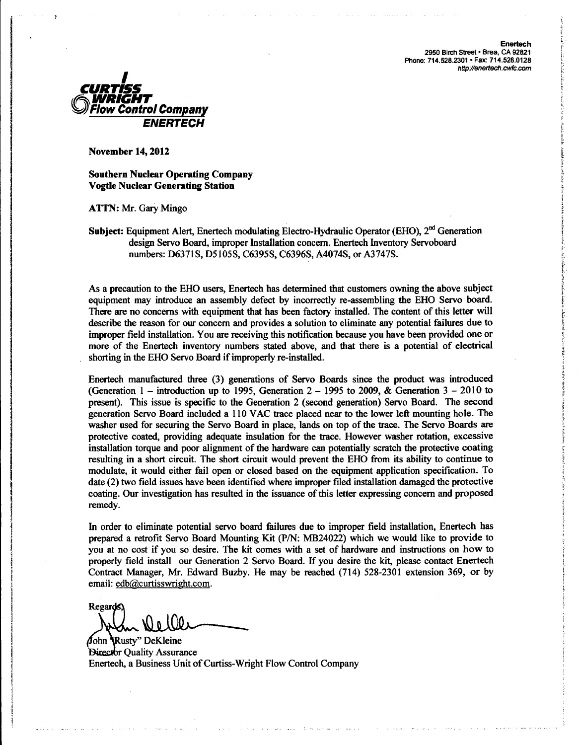**Enertech**
2950 Birch Street • Brea, CA 92821
Phone: 714.528.2301 • Fax: 714.528.0128
http://enertech.cwfc.com

**CURTISS WRIGHT**
**Flow Control Company**
**ENERTECH**

**November 14, 2012**

**Southern Nuclear Operating Company**
**Vogtle Nuclear Generating Station**

**ATTN:** Mr. Gary Mingo

**Subject:** Equipment Alert, Enertech modulating Electro-Hydraulic Operator (EHO), 2nd Generation design Servo Board, improper Installation concern. Enertech Inventory Servoboard numbers: D6371S, D5105S, C6395S, C6396S, A4074S, or A3747S.

As a precaution to the EHO users, Enertech has determined that customers owning the above subject equipment may introduce an assembly defect by incorrectly re-assembling the EHO Servo board. There are no concerns with equipment that has been factory installed. The content of this letter will describe the reason for our concern and provides a solution to eliminate any potential failures due to improper field installation. You are receiving this notification because you have been provided one or more of the Enertech inventory numbers stated above, and that there is a potential of electrical shorting in the EHO Servo Board if improperly re-installed.

Enertech manufactured three (3) generations of Servo Boards since the product was introduced (Generation 1 – introduction up to 1995, Generation 2 – 1995 to 2009, & Generation 3 – 2010 to present). This issue is specific to the Generation 2 (second generation) Servo Board. The second generation Servo Board included a 110 VAC trace placed near to the lower left mounting hole. The washer used for securing the Servo Board in place, lands on top of the trace. The Servo Boards are protective coated, providing adequate insulation for the trace. However washer rotation, excessive installation torque and poor alignment of the hardware can potentially scratch the protective coating resulting in a short circuit. The short circuit would prevent the EHO from its ability to continue to modulate, it would either fail open or closed based on the equipment application specification. To date (2) two field issues have been identified where improper filed installation damaged the protective coating. Our investigation has resulted in the issuance of this letter expressing concern and proposed remedy.

In order to eliminate potential servo board failures due to improper field installation, Enertech has prepared a retrofit Servo Board Mounting Kit (P/N: MB24022) which we would like to provide to you at no cost if you so desire. The kit comes with a set of hardware and instructions on how to properly field install our Generation 2 Servo Board. If you desire the kit, please contact Enertech Contract Manager, Mr. Edward Buzby. He may be reached (714) 528-2301 extension 369, or by email: edb@curtisswright.com.

Regards,

John "Rusty" DeKleine
Director Quality Assurance
Enertech, a Business Unit of Curtiss-Wright Flow Control Company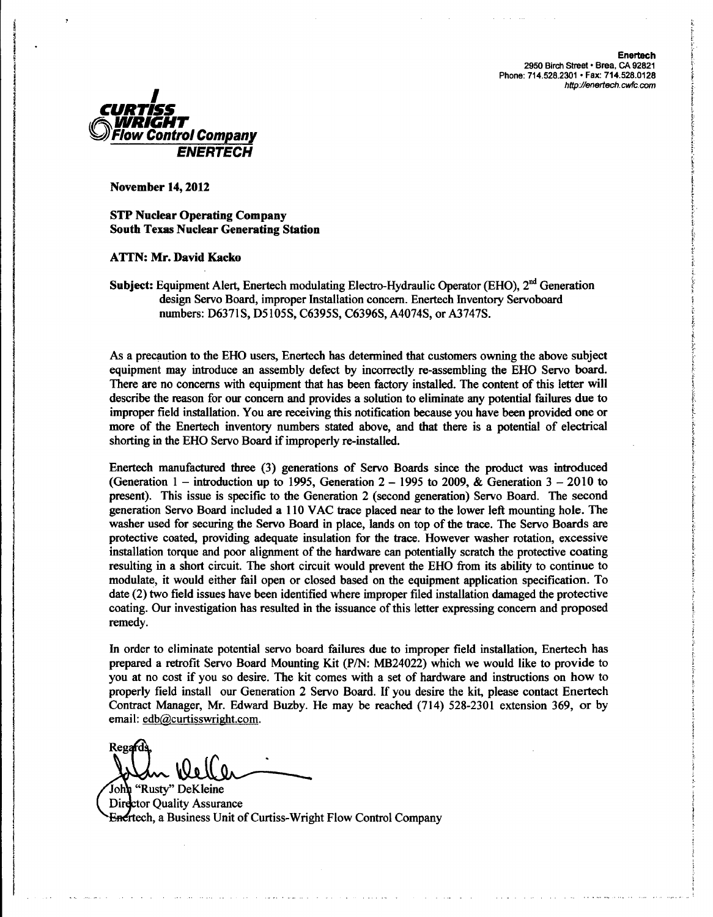**Enertech**
2950 Birch Street • Brea, CA 92821
Phone: 714.528.2301 • Fax: 714.528.0128
http://enertech.cwfc.com

**CURTISS WRIGHT Flow Control Company**
**ENERTECH**

**November 14, 2012**

**STP Nuclear Operating Company**
**South Texas Nuclear Generating Station**

**ATTN: Mr. David Kacko**

**Subject:** Equipment Alert, Enertech modulating Electro-Hydraulic Operator (EHO), 2nd Generation design Servo Board, improper Installation concern. Enertech Inventory Servoboard numbers: D6371S, D5105S, C6395S, C6396S, A4074S, or A3747S.

As a precaution to the EHO users, Enertech has determined that customers owning the above subject equipment may introduce an assembly defect by incorrectly re-assembling the EHO Servo board. There are no concerns with equipment that has been factory installed. The content of this letter will describe the reason for our concern and provides a solution to eliminate any potential failures due to improper field installation. You are receiving this notification because you have been provided one or more of the Enertech inventory numbers stated above, and that there is a potential of electrical shorting in the EHO Servo Board if improperly re-installed.

Enertech manufactured three (3) generations of Servo Boards since the product was introduced (Generation 1 – introduction up to 1995, Generation 2 – 1995 to 2009, & Generation 3 – 2010 to present). This issue is specific to the Generation 2 (second generation) Servo Board. The second generation Servo Board included a 110 VAC trace placed near to the lower left mounting hole. The washer used for securing the Servo Board in place, lands on top of the trace. The Servo Boards are protective coated, providing adequate insulation for the trace. However washer rotation, excessive installation torque and poor alignment of the hardware can potentially scratch the protective coating resulting in a short circuit. The short circuit would prevent the EHO from its ability to continue to modulate, it would either fail open or closed based on the equipment application specification. To date (2) two field issues have been identified where improper filed installation damaged the protective coating. Our investigation has resulted in the issuance of this letter expressing concern and proposed remedy.

In order to eliminate potential servo board failures due to improper field installation, Enertech has prepared a retrofit Servo Board Mounting Kit (P/N: MB24022) which we would like to provide to you at no cost if you so desire. The kit comes with a set of hardware and instructions on how to properly field install our Generation 2 Servo Board. If you desire the kit, please contact Enertech Contract Manager, Mr. Edward Buzby. He may be reached (714) 528-2301 extension 369, or by email: edb@curtisswright.com.

Regards,

John "Rusty" DeKleine
Director Quality Assurance
Enertech, a Business Unit of Curtiss-Wright Flow Control Company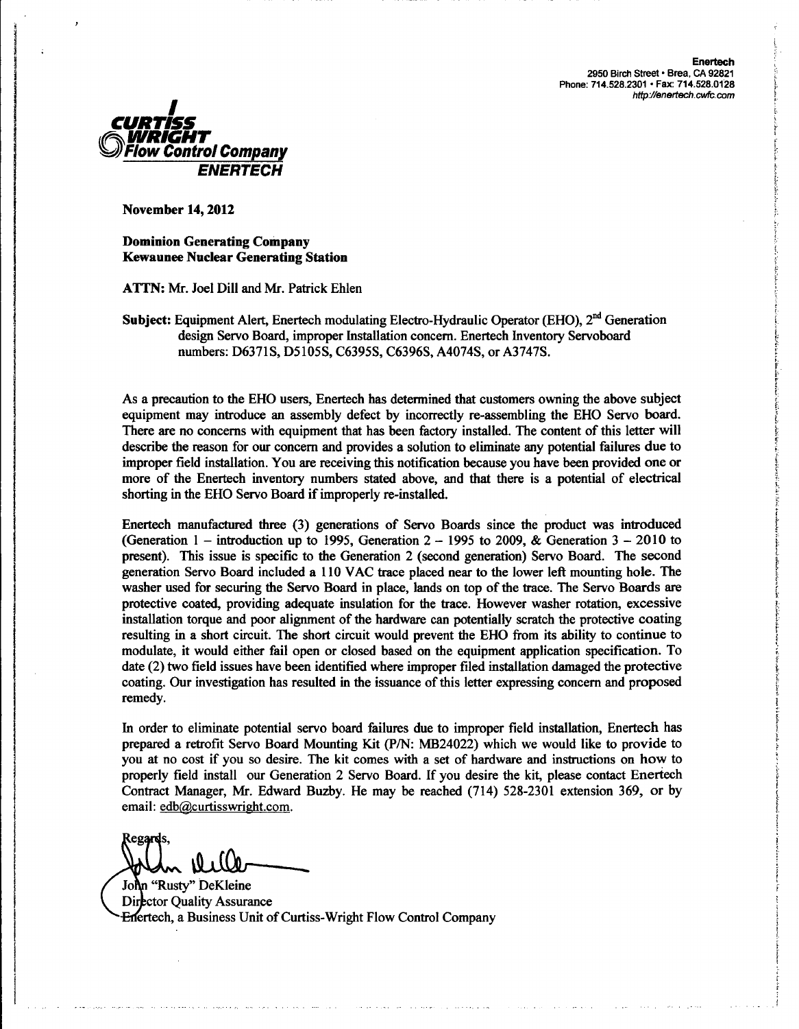**Enertech**
2950 Birch Street • Brea, CA 92821
Phone: 714.528.2301 • Fax: 714.528.0128
http://enertech.cwfc.com

CURTISS WRIGHT
Flow Control Company
ENERTECH

**November 14, 2012**

**Dominion Generating Company**
**Kewaunee Nuclear Generating Station**

**ATTN:** Mr. Joel Dill and Mr. Patrick Ehlen

**Subject:** Equipment Alert, Enertech modulating Electro-Hydraulic Operator (EHO), 2nd Generation design Servo Board, improper Installation concern. Enertech Inventory Servoboard numbers: D6371S, D5105S, C6395S, C6396S, A4074S, or A3747S.

As a precaution to the EHO users, Enertech has determined that customers owning the above subject equipment may introduce an assembly defect by incorrectly re-assembling the EHO Servo board. There are no concerns with equipment that has been factory installed. The content of this letter will describe the reason for our concern and provides a solution to eliminate any potential failures due to improper field installation. You are receiving this notification because you have been provided one or more of the Enertech inventory numbers stated above, and that there is a potential of electrical shorting in the EHO Servo Board if improperly re-installed.

Enertech manufactured three (3) generations of Servo Boards since the product was introduced (Generation 1 – introduction up to 1995, Generation 2 – 1995 to 2009, & Generation 3 – 2010 to present). This issue is specific to the Generation 2 (second generation) Servo Board. The second generation Servo Board included a 110 VAC trace placed near to the lower left mounting hole. The washer used for securing the Servo Board in place, lands on top of the trace. The Servo Boards are protective coated, providing adequate insulation for the trace. However washer rotation, excessive installation torque and poor alignment of the hardware can potentially scratch the protective coating resulting in a short circuit. The short circuit would prevent the EHO from its ability to continue to modulate, it would either fail open or closed based on the equipment application specification. To date (2) two field issues have been identified where improper filed installation damaged the protective coating. Our investigation has resulted in the issuance of this letter expressing concern and proposed remedy.

In order to eliminate potential servo board failures due to improper field installation, Enertech has prepared a retrofit Servo Board Mounting Kit (P/N: MB24022) which we would like to provide to you at no cost if you so desire. The kit comes with a set of hardware and instructions on how to properly field install our Generation 2 Servo Board. If you desire the kit, please contact Enertech Contract Manager, Mr. Edward Buzby. He may be reached (714) 528-2301 extension 369, or by email: edb@curtisswright.com.

Regards,

John "Rusty" DeKleine
Director Quality Assurance
Enertech, a Business Unit of Curtiss-Wright Flow Control Company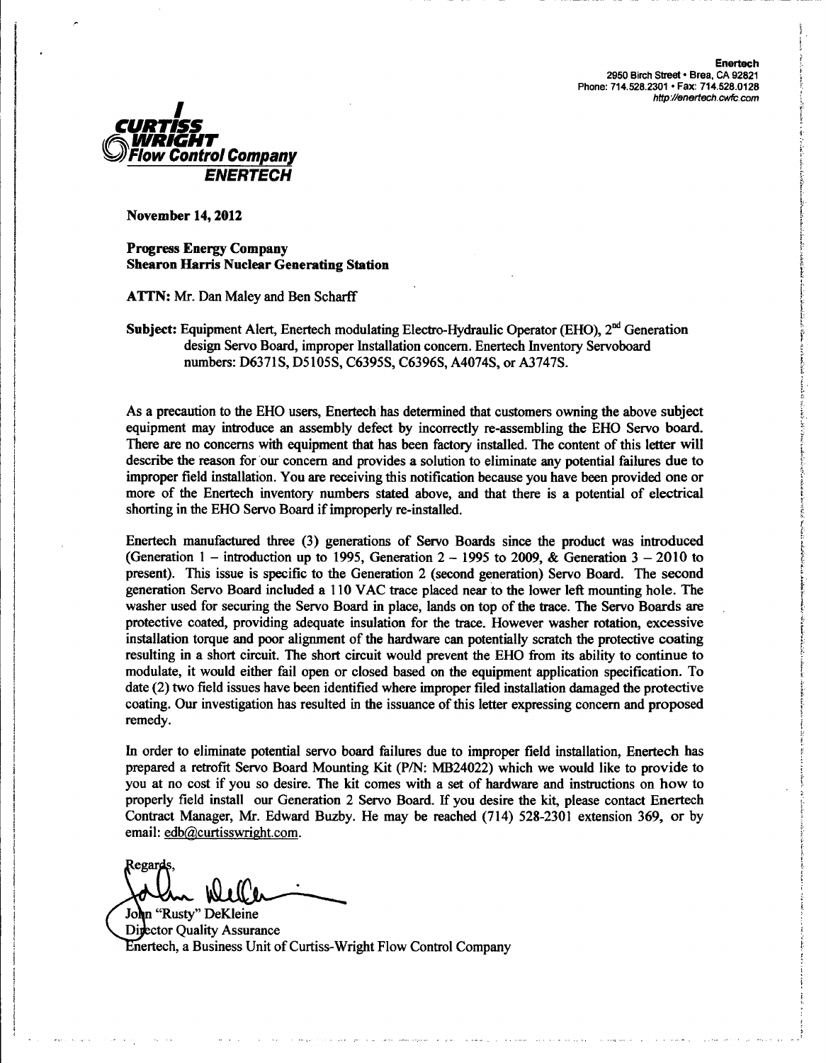**Enertech**
2950 Birch Street • Brea, CA 92821
Phone: 714.528.2301 • Fax: 714.528.0128
http://enertech.cwfc.com

**CURTISS WRIGHT Flow Control Company**
**ENERTECH**

**November 14, 2012**

**Progress Energy Company**
**Shearon Harris Nuclear Generating Station**

**ATTN:** Mr. Dan Maley and Ben Scharff

**Subject:** Equipment Alert, Enertech modulating Electro-Hydraulic Operator (EHO), 2nd Generation design Servo Board, improper Installation concern. Enertech Inventory Servoboard numbers: D6371S, D5105S, C6395S, C6396S, A4074S, or A3747S.

As a precaution to the EHO users, Enertech has determined that customers owning the above subject equipment may introduce an assembly defect by incorrectly re-assembling the EHO Servo board. There are no concerns with equipment that has been factory installed. The content of this letter will describe the reason for our concern and provides a solution to eliminate any potential failures due to improper field installation. You are receiving this notification because you have been provided one or more of the Enertech inventory numbers stated above, and that there is a potential of electrical shorting in the EHO Servo Board if improperly re-installed.

Enertech manufactured three (3) generations of Servo Boards since the product was introduced (Generation 1 – introduction up to 1995, Generation 2 – 1995 to 2009, & Generation 3 – 2010 to present). This issue is specific to the Generation 2 (second generation) Servo Board. The second generation Servo Board included a 110 VAC trace placed near to the lower left mounting hole. The washer used for securing the Servo Board in place, lands on top of the trace. The Servo Boards are protective coated, providing adequate insulation for the trace. However washer rotation, excessive installation torque and poor alignment of the hardware can potentially scratch the protective coating resulting in a short circuit. The short circuit would prevent the EHO from its ability to continue to modulate, it would either fail open or closed based on the equipment application specification. To date (2) two field issues have been identified where improper filed installation damaged the protective coating. Our investigation has resulted in the issuance of this letter expressing concern and proposed remedy.

In order to eliminate potential servo board failures due to improper field installation, Enertech has prepared a retrofit Servo Board Mounting Kit (P/N: MB24022) which we would like to provide to you at no cost if you so desire. The kit comes with a set of hardware and instructions on how to properly field install our Generation 2 Servo Board. If you desire the kit, please contact Enertech Contract Manager, Mr. Edward Buzby. He may be reached (714) 528-2301 extension 369, or by email: edb@curtisswright.com.

Regards,

John "Rusty" DeKleine
Director Quality Assurance
Enertech, a Business Unit of Curtiss-Wright Flow Control Company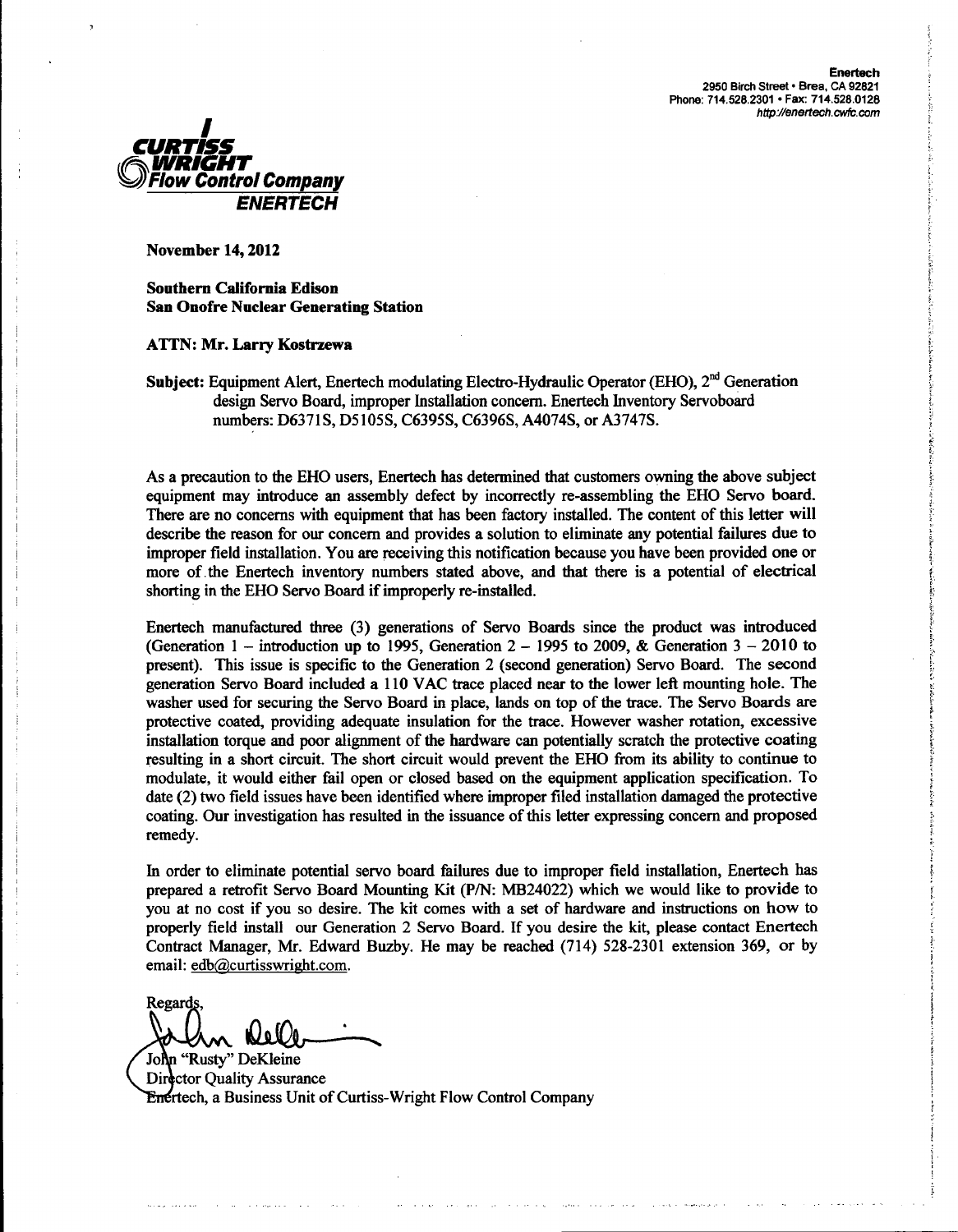**Enertech**
2950 Birch Street • Brea, CA 92821
Phone: 714.528.2301 • Fax: 714.528.0128
http://enertech.cwfc.com

**CURTISS WRIGHT Flow Control Company**
**ENERTECH**

**November 14, 2012**

**Southern California Edison**
**San Onofre Nuclear Generating Station**

**ATTN: Mr. Larry Kostrzewa**

**Subject:** Equipment Alert, Enertech modulating Electro-Hydraulic Operator (EHO), 2nd Generation design Servo Board, improper Installation concern. Enertech Inventory Servoboard numbers: D6371S, D5105S, C6395S, C6396S, A4074S, or A3747S.

As a precaution to the EHO users, Enertech has determined that customers owning the above subject equipment may introduce an assembly defect by incorrectly re-assembling the EHO Servo board. There are no concerns with equipment that has been factory installed. The content of this letter will describe the reason for our concern and provides a solution to eliminate any potential failures due to improper field installation. You are receiving this notification because you have been provided one or more of the Enertech inventory numbers stated above, and that there is a potential of electrical shorting in the EHO Servo Board if improperly re-installed.

Enertech manufactured three (3) generations of Servo Boards since the product was introduced (Generation 1 – introduction up to 1995, Generation 2 – 1995 to 2009, & Generation 3 – 2010 to present). This issue is specific to the Generation 2 (second generation) Servo Board. The second generation Servo Board included a 110 VAC trace placed near to the lower left mounting hole. The washer used for securing the Servo Board in place, lands on top of the trace. The Servo Boards are protective coated, providing adequate insulation for the trace. However washer rotation, excessive installation torque and poor alignment of the hardware can potentially scratch the protective coating resulting in a short circuit. The short circuit would prevent the EHO from its ability to continue to modulate, it would either fail open or closed based on the equipment application specification. To date (2) two field issues have been identified where improper filed installation damaged the protective coating. Our investigation has resulted in the issuance of this letter expressing concern and proposed remedy.

In order to eliminate potential servo board failures due to improper field installation, Enertech has prepared a retrofit Servo Board Mounting Kit (P/N: MB24022) which we would like to provide to you at no cost if you so desire. The kit comes with a set of hardware and instructions on how to properly field install our Generation 2 Servo Board. If you desire the kit, please contact Enertech Contract Manager, Mr. Edward Buzby. He may be reached (714) 528-2301 extension 369, or by email: edb@curtisswright.com.

Regards,

John "Rusty" DeKleine
Director Quality Assurance
Enertech, a Business Unit of Curtiss-Wright Flow Control Company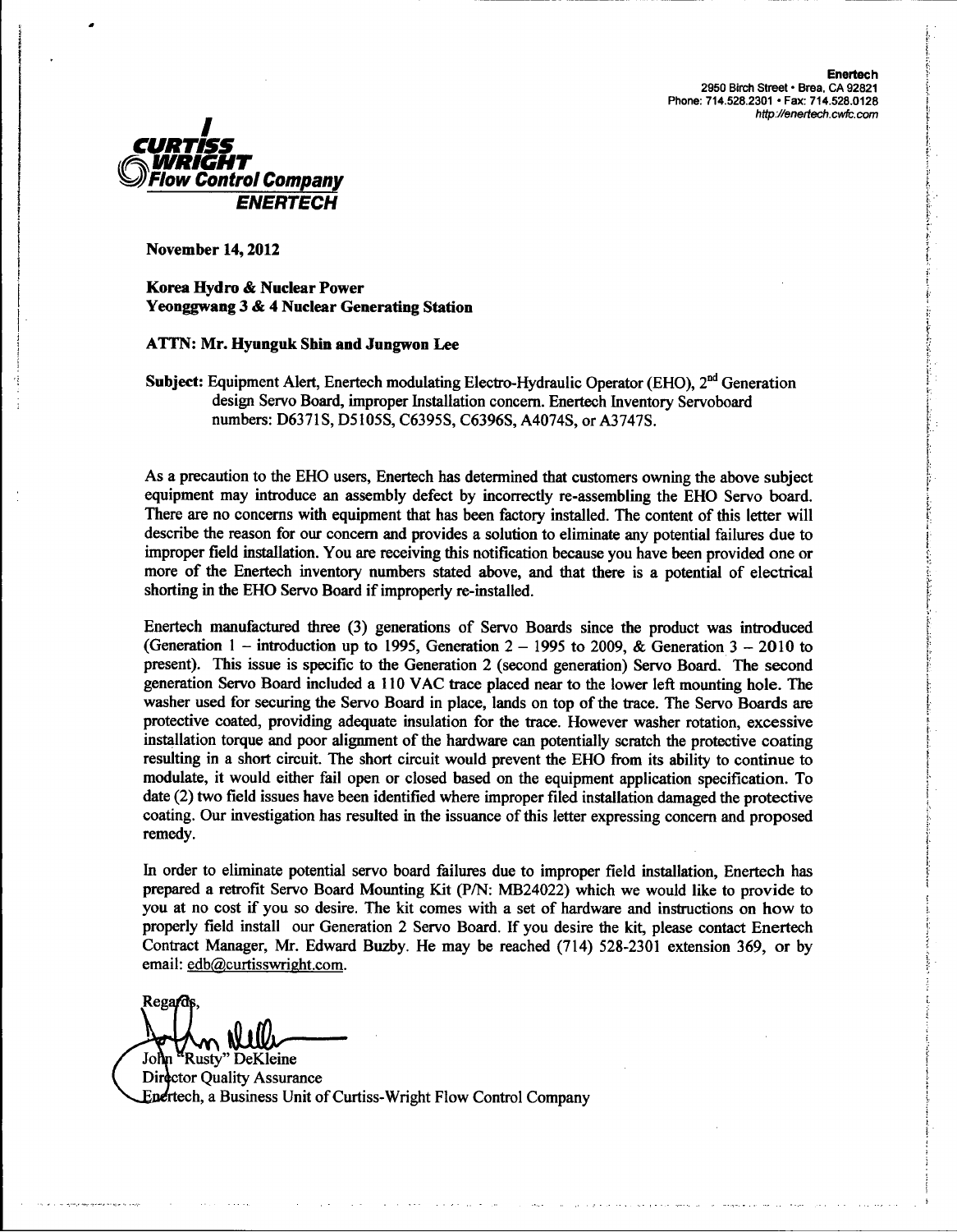**Enertech**
2950 Birch Street • Brea, CA 92821
Phone: 714.528.2301 • Fax: 714.528.0128
http://enertech.cwfc.com

**CURTISS WRIGHT Flow Control Company**
**ENERTECH**

**November 14, 2012**

**Korea Hydro & Nuclear Power**
**Yeonggwang 3 & 4 Nuclear Generating Station**

**ATTN: Mr. Hyunguk Shin and Jungwon Lee**

**Subject:** Equipment Alert, Enertech modulating Electro-Hydraulic Operator (EHO), 2nd Generation design Servo Board, improper Installation concern. Enertech Inventory Servoboard numbers: D6371S, D5105S, C6395S, C6396S, A4074S, or A3747S.

As a precaution to the EHO users, Enertech has determined that customers owning the above subject equipment may introduce an assembly defect by incorrectly re-assembling the EHO Servo board. There are no concerns with equipment that has been factory installed. The content of this letter will describe the reason for our concern and provides a solution to eliminate any potential failures due to improper field installation. You are receiving this notification because you have been provided one or more of the Enertech inventory numbers stated above, and that there is a potential of electrical shorting in the EHO Servo Board if improperly re-installed.

Enertech manufactured three (3) generations of Servo Boards since the product was introduced (Generation 1 – introduction up to 1995, Generation 2 – 1995 to 2009, & Generation 3 – 2010 to present). This issue is specific to the Generation 2 (second generation) Servo Board. The second generation Servo Board included a 110 VAC trace placed near to the lower left mounting hole. The washer used for securing the Servo Board in place, lands on top of the trace. The Servo Boards are protective coated, providing adequate insulation for the trace. However washer rotation, excessive installation torque and poor alignment of the hardware can potentially scratch the protective coating resulting in a short circuit. The short circuit would prevent the EHO from its ability to continue to modulate, it would either fail open or closed based on the equipment application specification. To date (2) two field issues have been identified where improper filed installation damaged the protective coating. Our investigation has resulted in the issuance of this letter expressing concern and proposed remedy.

In order to eliminate potential servo board failures due to improper field installation, Enertech has prepared a retrofit Servo Board Mounting Kit (P/N: MB24022) which we would like to provide to you at no cost if you so desire. The kit comes with a set of hardware and instructions on how to properly field install our Generation 2 Servo Board. If you desire the kit, please contact Enertech Contract Manager, Mr. Edward Buzby. He may be reached (714) 528-2301 extension 369, or by email: edb@curtisswright.com.

Regards,

John "Rusty" DeKleine
Director Quality Assurance
Enertech, a Business Unit of Curtiss-Wright Flow Control Company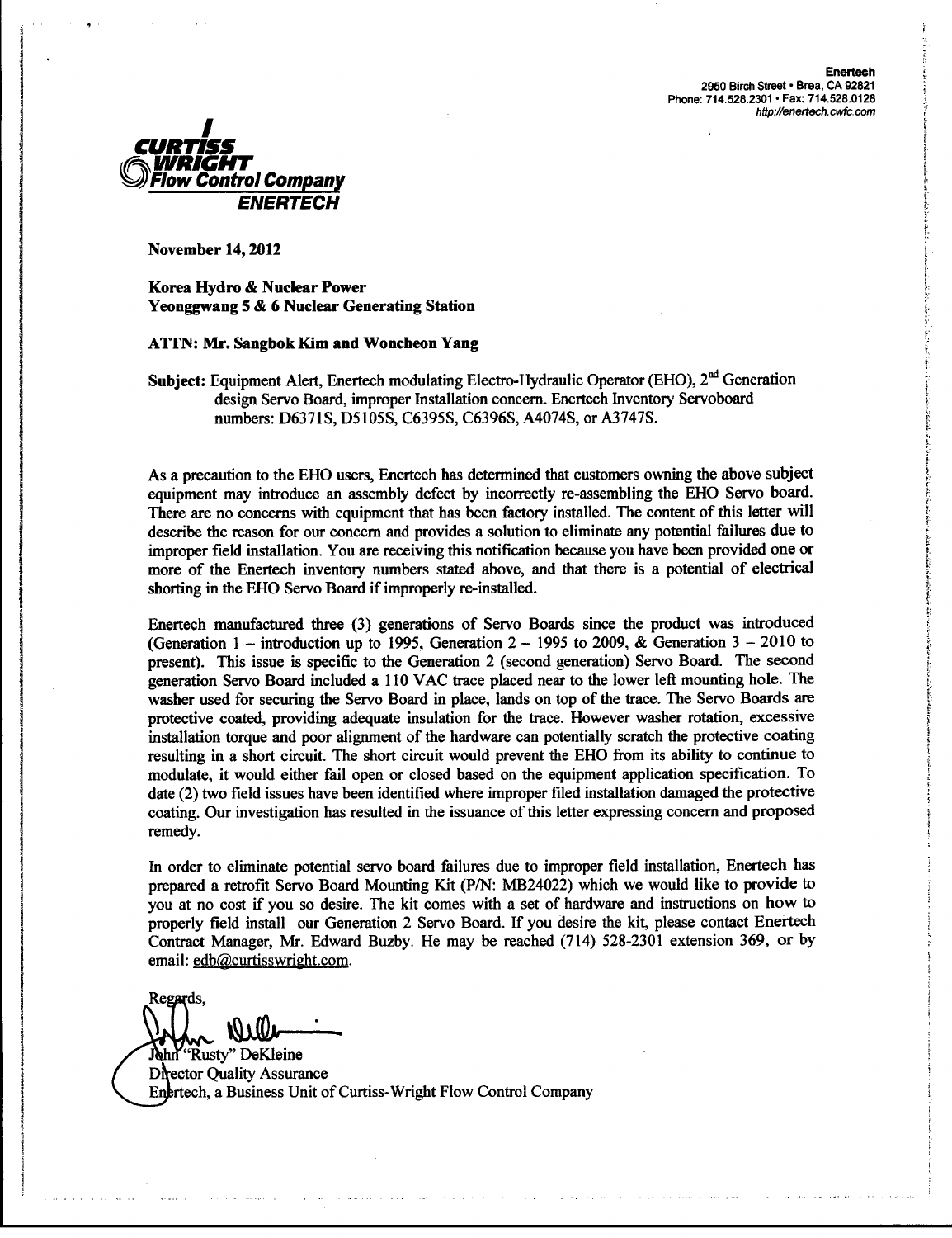Enertech
2950 Birch Street • Brea, CA 92821
Phone: 714.528.2301 • Fax: 714.528.0128
http://enertech.cwfc.com

**CURTISS WRIGHT Flow Control Company**
**ENERTECH**

**November 14, 2012**

**Korea Hydro & Nuclear Power**
**Yeonggwang 5 & 6 Nuclear Generating Station**

**ATTN: Mr. Sangbok Kim and Woncheon Yang**

**Subject:** Equipment Alert, Enertech modulating Electro-Hydraulic Operator (EHO), 2nd Generation design Servo Board, improper Installation concern. Enertech Inventory Servoboard numbers: D6371S, D5105S, C6395S, C6396S, A4074S, or A3747S.

As a precaution to the EHO users, Enertech has determined that customers owning the above subject equipment may introduce an assembly defect by incorrectly re-assembling the EHO Servo board. There are no concerns with equipment that has been factory installed. The content of this letter will describe the reason for our concern and provides a solution to eliminate any potential failures due to improper field installation. You are receiving this notification because you have been provided one or more of the Enertech inventory numbers stated above, and that there is a potential of electrical shorting in the EHO Servo Board if improperly re-installed.

Enertech manufactured three (3) generations of Servo Boards since the product was introduced (Generation 1 – introduction up to 1995, Generation 2 – 1995 to 2009, & Generation 3 – 2010 to present). This issue is specific to the Generation 2 (second generation) Servo Board. The second generation Servo Board included a 110 VAC trace placed near to the lower left mounting hole. The washer used for securing the Servo Board in place, lands on top of the trace. The Servo Boards are protective coated, providing adequate insulation for the trace. However washer rotation, excessive installation torque and poor alignment of the hardware can potentially scratch the protective coating resulting in a short circuit. The short circuit would prevent the EHO from its ability to continue to modulate, it would either fail open or closed based on the equipment application specification. To date (2) two field issues have been identified where improper filed installation damaged the protective coating. Our investigation has resulted in the issuance of this letter expressing concern and proposed remedy.

In order to eliminate potential servo board failures due to improper field installation, Enertech has prepared a retrofit Servo Board Mounting Kit (P/N: MB24022) which we would like to provide to you at no cost if you so desire. The kit comes with a set of hardware and instructions on how to properly field install our Generation 2 Servo Board. If you desire the kit, please contact Enertech Contract Manager, Mr. Edward Buzby. He may be reached (714) 528-2301 extension 369, or by email: edb@curtisswright.com.

Regards,

John "Rusty" DeKleine
Director Quality Assurance
Enertech, a Business Unit of Curtiss-Wright Flow Control Company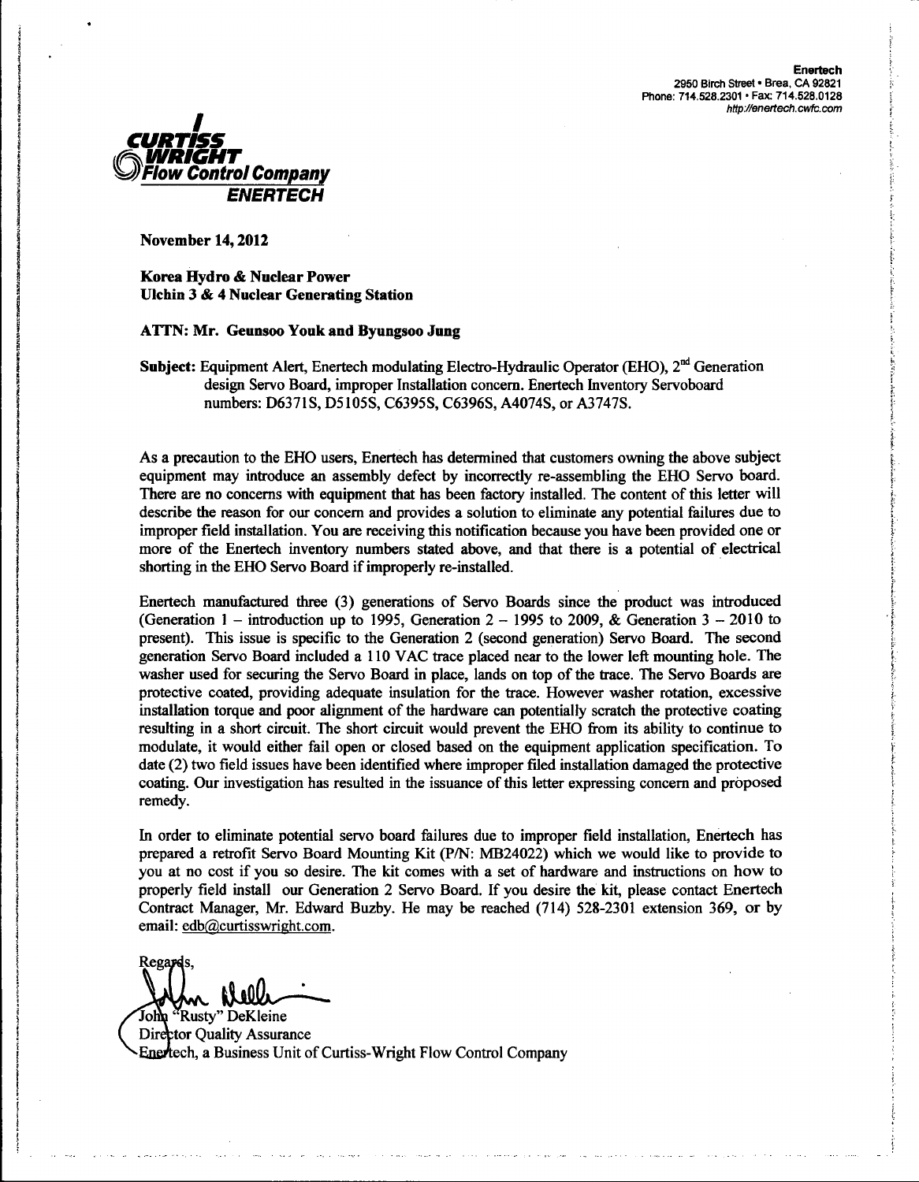**Enertech**
2950 Birch Street • Brea, CA 92821
Phone: 714.528.2301 • Fax: 714.528.0128
http://enertech.cwfc.com

**CURTISS WRIGHT Flow Control Company**
**ENERTECH**

**November 14, 2012**

**Korea Hydro & Nuclear Power**
**Ulchin 3 & 4 Nuclear Generating Station**

**ATTN: Mr. Geunsoo Youk and Byungsoo Jung**

**Subject:** Equipment Alert, Enertech modulating Electro-Hydraulic Operator (EHO), 2nd Generation design Servo Board, improper Installation concern. Enertech Inventory Servoboard numbers: D6371S, D5105S, C6395S, C6396S, A4074S, or A3747S.

As a precaution to the EHO users, Enertech has determined that customers owning the above subject equipment may introduce an assembly defect by incorrectly re-assembling the EHO Servo board. There are no concerns with equipment that has been factory installed. The content of this letter will describe the reason for our concern and provides a solution to eliminate any potential failures due to improper field installation. You are receiving this notification because you have been provided one or more of the Enertech inventory numbers stated above, and that there is a potential of electrical shorting in the EHO Servo Board if improperly re-installed.

Enertech manufactured three (3) generations of Servo Boards since the product was introduced (Generation 1 – introduction up to 1995, Generation 2 – 1995 to 2009, & Generation 3 – 2010 to present). This issue is specific to the Generation 2 (second generation) Servo Board. The second generation Servo Board included a 110 VAC trace placed near to the lower left mounting hole. The washer used for securing the Servo Board in place, lands on top of the trace. The Servo Boards are protective coated, providing adequate insulation for the trace. However washer rotation, excessive installation torque and poor alignment of the hardware can potentially scratch the protective coating resulting in a short circuit. The short circuit would prevent the EHO from its ability to continue to modulate, it would either fail open or closed based on the equipment application specification. To date (2) two field issues have been identified where improper filed installation damaged the protective coating. Our investigation has resulted in the issuance of this letter expressing concern and proposed remedy.

In order to eliminate potential servo board failures due to improper field installation, Enertech has prepared a retrofit Servo Board Mounting Kit (P/N: MB24022) which we would like to provide to you at no cost if you so desire. The kit comes with a set of hardware and instructions on how to properly field install our Generation 2 Servo Board. If you desire the kit, please contact Enertech Contract Manager, Mr. Edward Buzby. He may be reached (714) 528-2301 extension 369, or by email: edb@curtisswright.com.

Regards,

John "Rusty" DeKleine
Director Quality Assurance
Enertech, a Business Unit of Curtiss-Wright Flow Control Company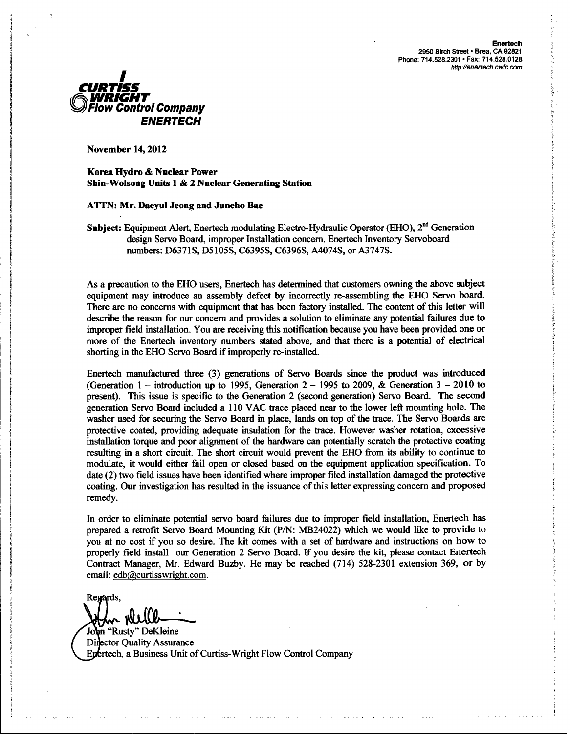**Enertech**
2950 Birch Street • Brea, CA 92821
Phone: 714.528.2301 • Fax: 714.528.0128
http://enertech.cwfc.com

**CURTISS WRIGHT Flow Control Company**
**ENERTECH**

**November 14, 2012**

**Korea Hydro & Nuclear Power**
**Shin-Wolsong Units 1 & 2 Nuclear Generating Station**

**ATTN: Mr. Daeyul Jeong and Juneho Bae**

**Subject:** Equipment Alert, Enertech modulating Electro-Hydraulic Operator (EHO), 2nd Generation design Servo Board, improper Installation concern. Enertech Inventory Servoboard numbers: D6371S, D5105S, C6395S, C6396S, A4074S, or A3747S.

As a precaution to the EHO users, Enertech has determined that customers owning the above subject equipment may introduce an assembly defect by incorrectly re-assembling the EHO Servo board. There are no concerns with equipment that has been factory installed. The content of this letter will describe the reason for our concern and provides a solution to eliminate any potential failures due to improper field installation. You are receiving this notification because you have been provided one or more of the Enertech inventory numbers stated above, and that there is a potential of electrical shorting in the EHO Servo Board if improperly re-installed.

Enertech manufactured three (3) generations of Servo Boards since the product was introduced (Generation 1 – introduction up to 1995, Generation 2 – 1995 to 2009, & Generation 3 – 2010 to present). This issue is specific to the Generation 2 (second generation) Servo Board. The second generation Servo Board included a 110 VAC trace placed near to the lower left mounting hole. The washer used for securing the Servo Board in place, lands on top of the trace. The Servo Boards are protective coated, providing adequate insulation for the trace. However washer rotation, excessive installation torque and poor alignment of the hardware can potentially scratch the protective coating resulting in a short circuit. The short circuit would prevent the EHO from its ability to continue to modulate, it would either fail open or closed based on the equipment application specification. To date (2) two field issues have been identified where improper filed installation damaged the protective coating. Our investigation has resulted in the issuance of this letter expressing concern and proposed remedy.

In order to eliminate potential servo board failures due to improper field installation, Enertech has prepared a retrofit Servo Board Mounting Kit (P/N: MB24022) which we would like to provide to you at no cost if you so desire. The kit comes with a set of hardware and instructions on how to properly field install our Generation 2 Servo Board. If you desire the kit, please contact Enertech Contract Manager, Mr. Edward Buzby. He may be reached (714) 528-2301 extension 369, or by email: edb@curtisswright.com.

Regards,

John "Rusty" DeKleine
Director Quality Assurance
Enertech, a Business Unit of Curtiss-Wright Flow Control Company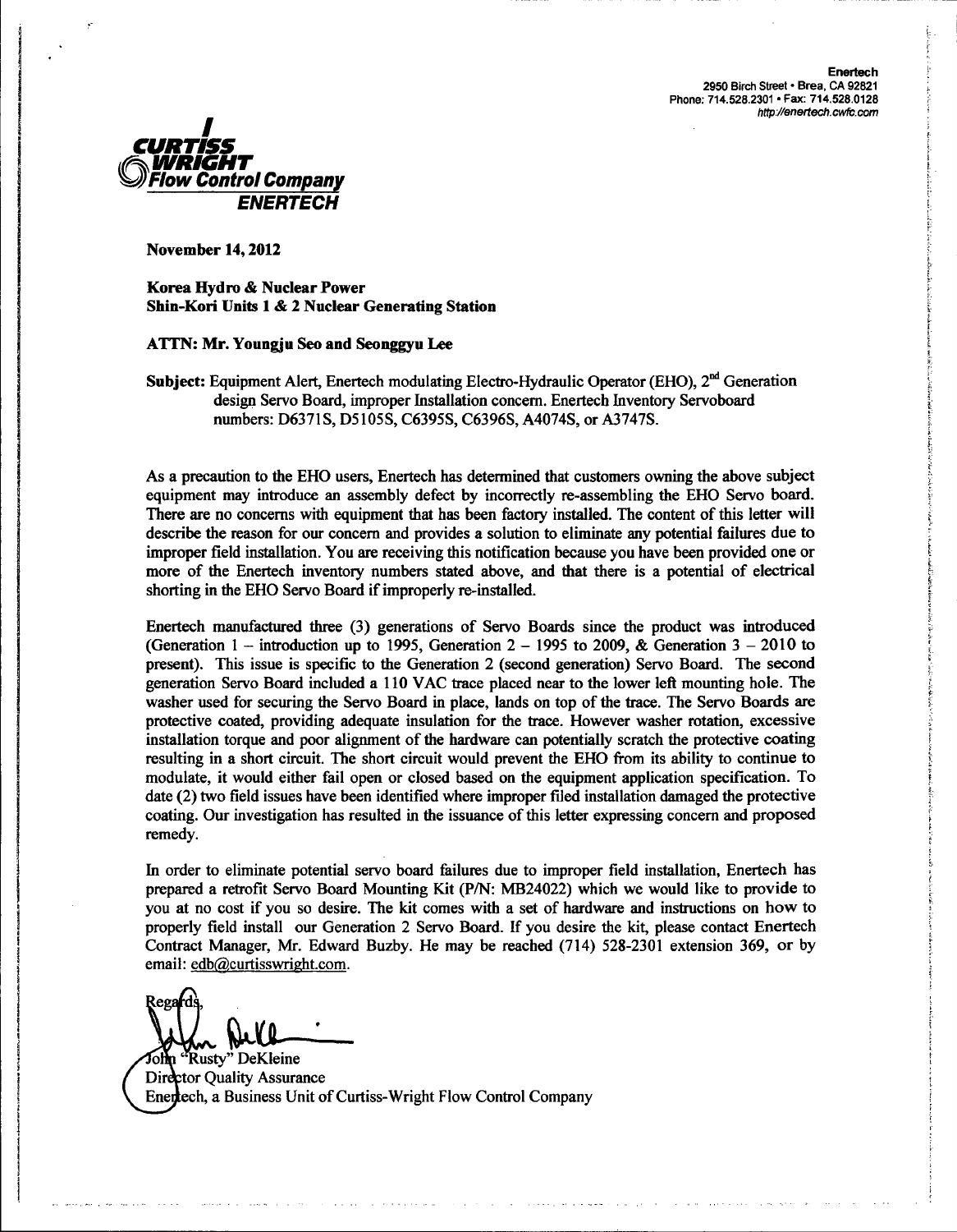**Enertech**
2950 Birch Street • Brea, CA 92821
Phone: 714.528.2301 • Fax: 714.528.0128
http://enertech.cwfc.com

**CURTISS WRIGHT**
**Flow Control Company**
**ENERTECH**

**November 14, 2012**

**Korea Hydro & Nuclear Power**
**Shin-Kori Units 1 & 2 Nuclear Generating Station**

**ATTN: Mr. Youngju Seo and Seonggyu Lee**

**Subject:** Equipment Alert, Enertech modulating Electro-Hydraulic Operator (EHO), 2[nd] Generation design Servo Board, improper Installation concern. Enertech Inventory Servoboard numbers: D6371S, D5105S, C6395S, C6396S, A4074S, or A3747S.

As a precaution to the EHO users, Enertech has determined that customers owning the above subject equipment may introduce an assembly defect by incorrectly re-assembling the EHO Servo board. There are no concerns with equipment that has been factory installed. The content of this letter will describe the reason for our concern and provides a solution to eliminate any potential failures due to improper field installation. You are receiving this notification because you have been provided one or more of the Enertech inventory numbers stated above, and that there is a potential of electrical shorting in the EHO Servo Board if improperly re-installed.

Enertech manufactured three (3) generations of Servo Boards since the product was introduced (Generation 1 – introduction up to 1995, Generation 2 – 1995 to 2009, & Generation 3 – 2010 to present). This issue is specific to the Generation 2 (second generation) Servo Board. The second generation Servo Board included a 110 VAC trace placed near to the lower left mounting hole. The washer used for securing the Servo Board in place, lands on top of the trace. The Servo Boards are protective coated, providing adequate insulation for the trace. However washer rotation, excessive installation torque and poor alignment of the hardware can potentially scratch the protective coating resulting in a short circuit. The short circuit would prevent the EHO from its ability to continue to modulate, it would either fail open or closed based on the equipment application specification. To date (2) two field issues have been identified where improper filed installation damaged the protective coating. Our investigation has resulted in the issuance of this letter expressing concern and proposed remedy.

In order to eliminate potential servo board failures due to improper field installation, Enertech has prepared a retrofit Servo Board Mounting Kit (P/N: MB24022) which we would like to provide to you at no cost if you so desire. The kit comes with a set of hardware and instructions on how to properly field install our Generation 2 Servo Board. If you desire the kit, please contact Enertech Contract Manager, Mr. Edward Buzby. He may be reached (714) 528-2301 extension 369, or by email: edb@curtisswright.com.

Regards,

John "Rusty" DeKleine
Director Quality Assurance
Enertech, a Business Unit of Curtiss-Wright Flow Control Company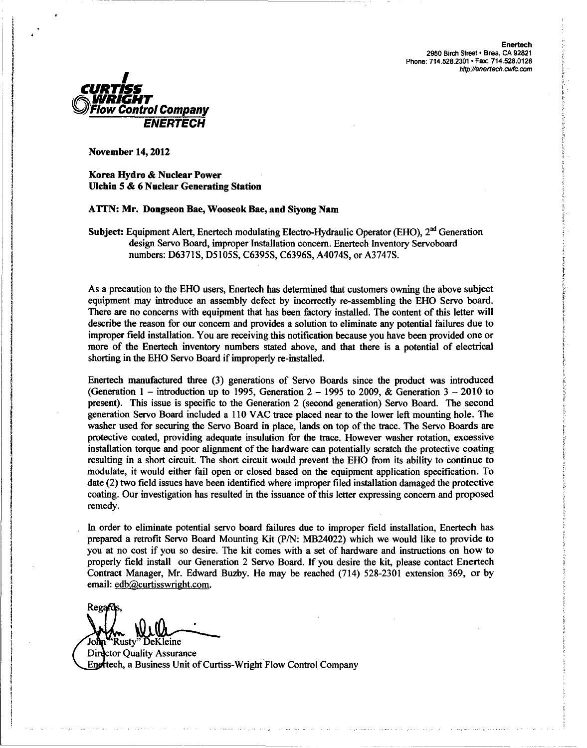**Enertech**
2950 Birch Street • Brea, CA 92821
Phone: 714.528.2301 • Fax: 714.528.0128
http://enertech.cwfc.com

**CURTISS WRIGHT**
**Flow Control Company**
**ENERTECH**

**November 14, 2012**

**Korea Hydro & Nuclear Power**
**Ulchin 5 & 6 Nuclear Generating Station**

**ATTN: Mr. Dongseon Bae, Wooseok Bae, and Siyong Nam**

**Subject:** Equipment Alert, Enertech modulating Electro-Hydraulic Operator (EHO), 2nd Generation design Servo Board, improper Installation concern. Enertech Inventory Servoboard numbers: D6371S, D5105S, C6395S, C6396S, A4074S, or A3747S.

As a precaution to the EHO users, Enertech has determined that customers owning the above subject equipment may introduce an assembly defect by incorrectly re-assembling the EHO Servo board. There are no concerns with equipment that has been factory installed. The content of this letter will describe the reason for our concern and provides a solution to eliminate any potential failures due to improper field installation. You are receiving this notification because you have been provided one or more of the Enertech inventory numbers stated above, and that there is a potential of electrical shorting in the EHO Servo Board if improperly re-installed.

Enertech manufactured three (3) generations of Servo Boards since the product was introduced (Generation 1 – introduction up to 1995, Generation 2 – 1995 to 2009, & Generation 3 – 2010 to present). This issue is specific to the Generation 2 (second generation) Servo Board. The second generation Servo Board included a 110 VAC trace placed near to the lower left mounting hole. The washer used for securing the Servo Board in place, lands on top of the trace. The Servo Boards are protective coated, providing adequate insulation for the trace. However washer rotation, excessive installation torque and poor alignment of the hardware can potentially scratch the protective coating resulting in a short circuit. The short circuit would prevent the EHO from its ability to continue to modulate, it would either fail open or closed based on the equipment application specification. To date (2) two field issues have been identified where improper filed installation damaged the protective coating. Our investigation has resulted in the issuance of this letter expressing concern and proposed remedy.

In order to eliminate potential servo board failures due to improper field installation, Enertech has prepared a retrofit Servo Board Mounting Kit (P/N: MB24022) which we would like to provide to you at no cost if you so desire. The kit comes with a set of hardware and instructions on how to properly field install our Generation 2 Servo Board. If you desire the kit, please contact Enertech Contract Manager, Mr. Edward Buzby. He may be reached (714) 528-2301 extension 369, or by email: edb@curtisswright.com.

Regards,

John "Rusty" DeKleine
Director Quality Assurance
Enertech, a Business Unit of Curtiss-Wright Flow Control Company